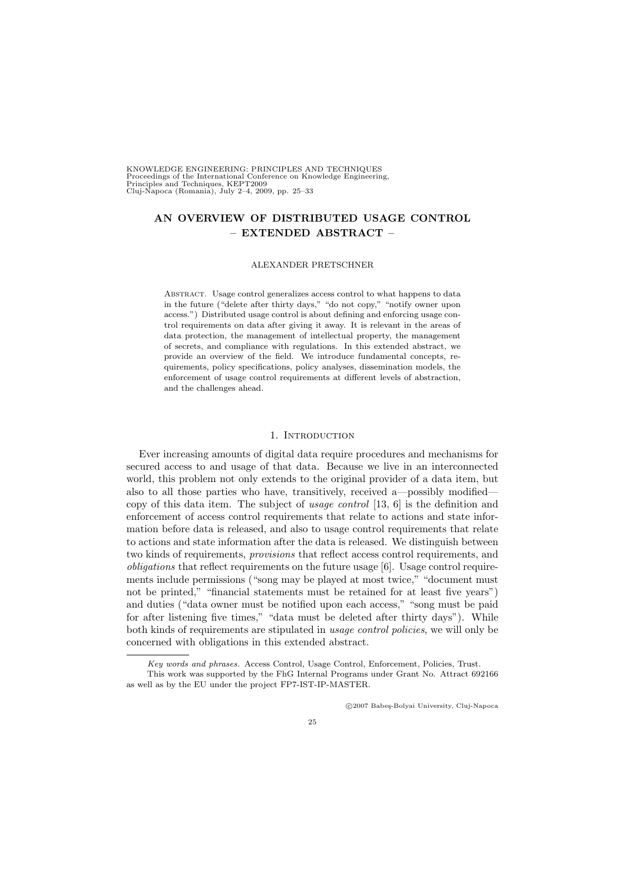# AN OVERVIEW OF DISTRIBUTED USAGE CONTROL – EXTENDED ABSTRACT –

ALEXANDER PRETSCHNER

ABSTRACT. Usage control generalizes access control to what happens to data in the future ("delete after thirty days," "do not copy," "notify owner upon access.") Distributed usage control is about defining and enforcing usage control requirements on data after giving it away. It is relevant in the areas of data protection, the management of intellectual property, the management of secrets, and compliance with regulations. In this extended abstract, we provide an overview of the field. We introduce fundamental concepts, requirements, policy specifications, policy analyses, dissemination models, the enforcement of usage control requirements at different levels of abstraction, and the challenges ahead.

## 1. Introduction

Ever increasing amounts of digital data require procedures and mechanisms for secured access to and usage of that data. Because we live in an interconnected world, this problem not only extends to the original provider of a data item, but also to all those parties who have, transitively, received a—possibly modified—copy of this data item. The subject of *usage control* [13, 6] is the definition and enforcement of access control requirements that relate to actions and state information before data is released, and also to usage control requirements that relate to actions and state information after the data is released. We distinguish between two kinds of requirements, *provisions* that reflect access control requirements, and *obligations* that reflect requirements on the future usage [6]. Usage control requirements include permissions ("song may be played at most twice," "document must not be printed," "financial statements must be retained for at least five years") and duties ("data owner must be notified upon each access," "song must be paid for after listening five times," "data must be deleted after thirty days"). While both kinds of requirements are stipulated in *usage control policies*, we will only be concerned with obligations in this extended abstract.

*Key words and phrases.* Access Control, Usage Control, Enforcement, Policies, Trust.

This work was supported by the FhG Internal Programs under Grant No. Attract 692166 as well as by the EU under the project FP7-IST-IP-MASTER.

©2007 Babeş-Bolyai University, Cluj-Napoca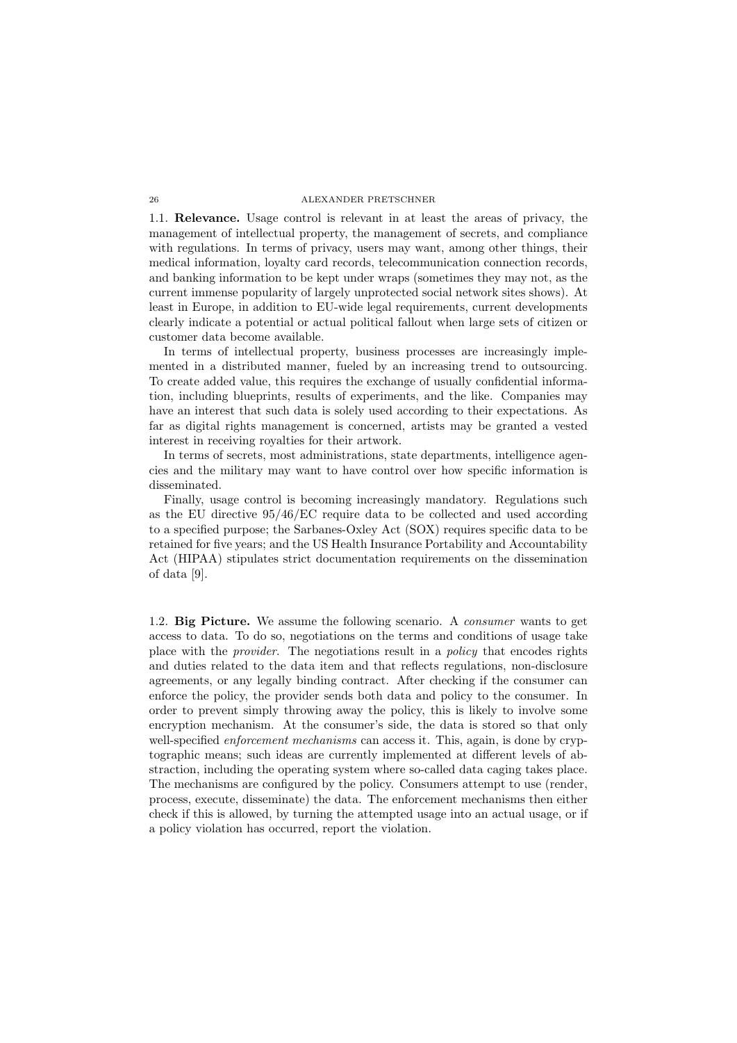**1.1. Relevance.** Usage control is relevant in at least the areas of privacy, the management of intellectual property, the management of secrets, and compliance with regulations. In terms of privacy, users may want, among other things, their medical information, loyalty card records, telecommunication connection records, and banking information to be kept under wraps (sometimes they may not, as the current immense popularity of largely unprotected social network sites shows). At least in Europe, in addition to EU-wide legal requirements, current developments clearly indicate a potential or actual political fallout when large sets of citizen or customer data become available.

In terms of intellectual property, business processes are increasingly implemented in a distributed manner, fueled by an increasing trend to outsourcing. To create added value, this requires the exchange of usually confidential information, including blueprints, results of experiments, and the like. Companies may have an interest that such data is solely used according to their expectations. As far as digital rights management is concerned, artists may be granted a vested interest in receiving royalties for their artwork.

In terms of secrets, most administrations, state departments, intelligence agencies and the military may want to have control over how specific information is disseminated.

Finally, usage control is becoming increasingly mandatory. Regulations such as the EU directive 95/46/EC require data to be collected and used according to a specified purpose; the Sarbanes-Oxley Act (SOX) requires specific data to be retained for five years; and the US Health Insurance Portability and Accountability Act (HIPAA) stipulates strict documentation requirements on the dissemination of data [9].

**1.2. Big Picture.** We assume the following scenario. A *consumer* wants to get access to data. To do so, negotiations on the terms and conditions of usage take place with the *provider*. The negotiations result in a *policy* that encodes rights and duties related to the data item and that reflects regulations, non-disclosure agreements, or any legally binding contract. After checking if the consumer can enforce the policy, the provider sends both data and policy to the consumer. In order to prevent simply throwing away the policy, this is likely to involve some encryption mechanism. At the consumer's side, the data is stored so that only well-specified *enforcement mechanisms* can access it. This, again, is done by cryptographic means; such ideas are currently implemented at different levels of abstraction, including the operating system where so-called data caging takes place. The mechanisms are configured by the policy. Consumers attempt to use (render, process, execute, disseminate) the data. The enforcement mechanisms then either check if this is allowed, by turning the attempted usage into an actual usage, or if a policy violation has occurred, report the violation.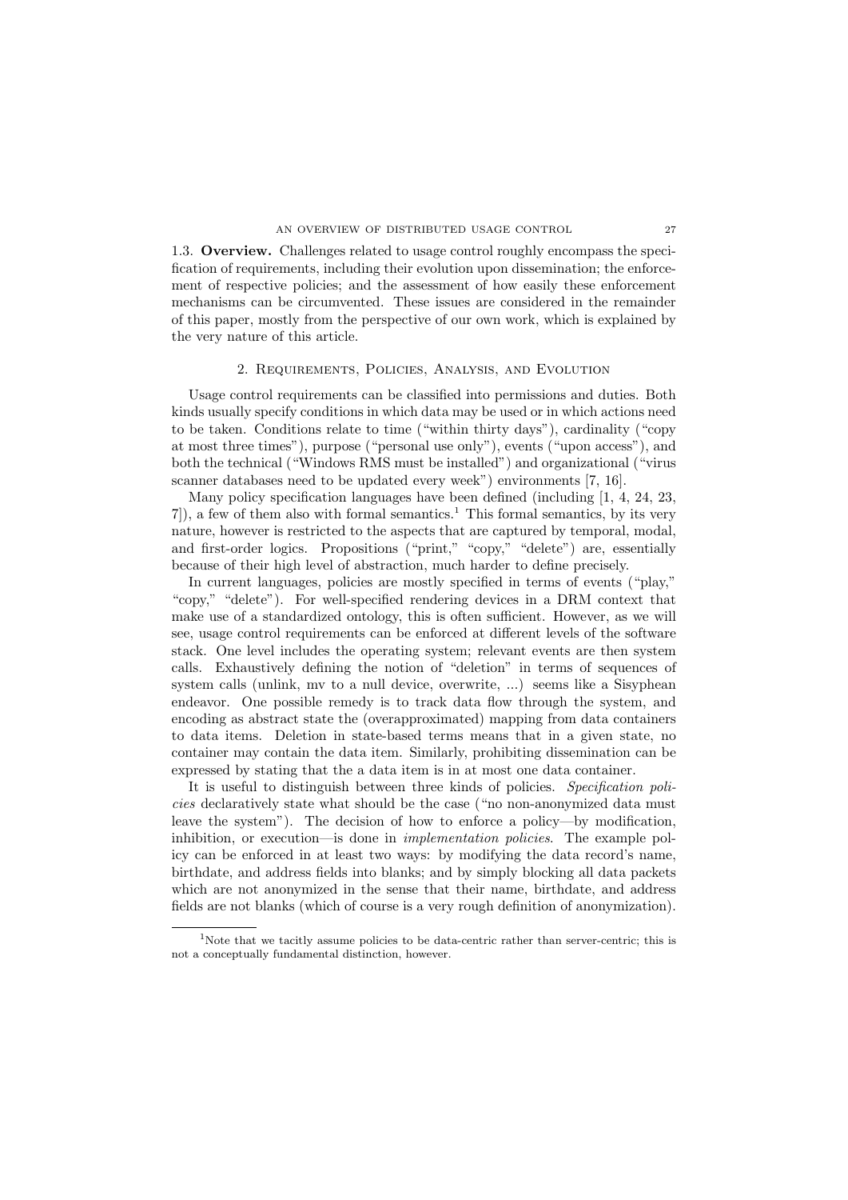1.3. **Overview.** Challenges related to usage control roughly encompass the specification of requirements, including their evolution upon dissemination; the enforcement of respective policies; and the assessment of how easily these enforcement mechanisms can be circumvented. These issues are considered in the remainder of this paper, mostly from the perspective of our own work, which is explained by the very nature of this article.

## 2. Requirements, Policies, Analysis, and Evolution

Usage control requirements can be classified into permissions and duties. Both kinds usually specify conditions in which data may be used or in which actions need to be taken. Conditions relate to time ("within thirty days"), cardinality ("copy at most three times"), purpose ("personal use only"), events ("upon access"), and both the technical ("Windows RMS must be installed") and organizational ("virus scanner databases need to be updated every week") environments [7, 16].

Many policy specification languages have been defined (including [1, 4, 24, 23, 7]), a few of them also with formal semantics.[1] This formal semantics, by its very nature, however is restricted to the aspects that are captured by temporal, modal, and first-order logics. Propositions ("print," "copy," "delete") are, essentially because of their high level of abstraction, much harder to define precisely.

In current languages, policies are mostly specified in terms of events ("play," "copy," "delete"). For well-specified rendering devices in a DRM context that make use of a standardized ontology, this is often sufficient. However, as we will see, usage control requirements can be enforced at different levels of the software stack. One level includes the operating system; relevant events are then system calls. Exhaustively defining the notion of "deletion" in terms of sequences of system calls (unlink, mv to a null device, overwrite, ...) seems like a Sisyphean endeavor. One possible remedy is to track data flow through the system, and encoding as abstract state the (overapproximated) mapping from data containers to data items. Deletion in state-based terms means that in a given state, no container may contain the data item. Similarly, prohibiting dissemination can be expressed by stating that the a data item is in at most one data container.

It is useful to distinguish between three kinds of policies. *Specification policies* declaratively state what should be the case ("no non-anonymized data must leave the system"). The decision of how to enforce a policy—by modification, inhibition, or execution—is done in *implementation policies*. The example policy can be enforced in at least two ways: by modifying the data record's name, birthdate, and address fields into blanks; and by simply blocking all data packets which are not anonymized in the sense that their name, birthdate, and address fields are not blanks (which of course is a very rough definition of anonymization).

[1] Note that we tacitly assume policies to be data-centric rather than server-centric; this is not a conceptually fundamental distinction, however.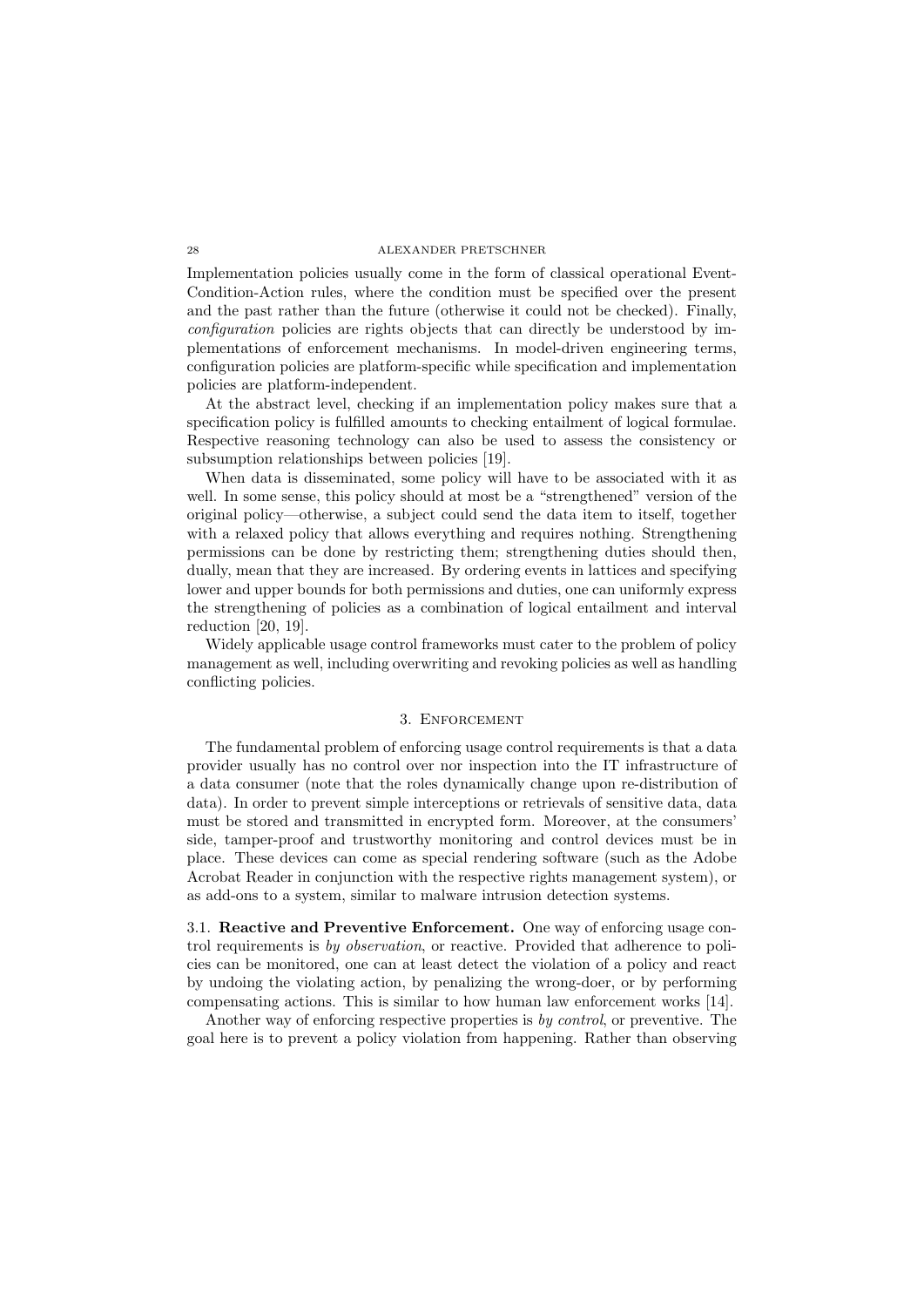Implementation policies usually come in the form of classical operational Event-Condition-Action rules, where the condition must be specified over the present and the past rather than the future (otherwise it could not be checked). Finally, *configuration* policies are rights objects that can directly be understood by implementations of enforcement mechanisms. In model-driven engineering terms, configuration policies are platform-specific while specification and implementation policies are platform-independent.

At the abstract level, checking if an implementation policy makes sure that a specification policy is fulfilled amounts to checking entailment of logical formulae. Respective reasoning technology can also be used to assess the consistency or subsumption relationships between policies [19].

When data is disseminated, some policy will have to be associated with it as well. In some sense, this policy should at most be a "strengthened" version of the original policy—otherwise, a subject could send the data item to itself, together with a relaxed policy that allows everything and requires nothing. Strengthening permissions can be done by restricting them; strengthening duties should then, dually, mean that they are increased. By ordering events in lattices and specifying lower and upper bounds for both permissions and duties, one can uniformly express the strengthening of policies as a combination of logical entailment and interval reduction [20, 19].

Widely applicable usage control frameworks must cater to the problem of policy management as well, including overwriting and revoking policies as well as handling conflicting policies.

## 3. Enforcement

The fundamental problem of enforcing usage control requirements is that a data provider usually has no control over nor inspection into the IT infrastructure of a data consumer (note that the roles dynamically change upon re-distribution of data). In order to prevent simple interceptions or retrievals of sensitive data, data must be stored and transmitted in encrypted form. Moreover, at the consumers' side, tamper-proof and trustworthy monitoring and control devices must be in place. These devices can come as special rendering software (such as the Adobe Acrobat Reader in conjunction with the respective rights management system), or as add-ons to a system, similar to malware intrusion detection systems.

3.1. **Reactive and Preventive Enforcement.** One way of enforcing usage control requirements is *by observation*, or reactive. Provided that adherence to policies can be monitored, one can at least detect the violation of a policy and react by undoing the violating action, by penalizing the wrong-doer, or by performing compensating actions. This is similar to how human law enforcement works [14].

Another way of enforcing respective properties is *by control*, or preventive. The goal here is to prevent a policy violation from happening. Rather than observing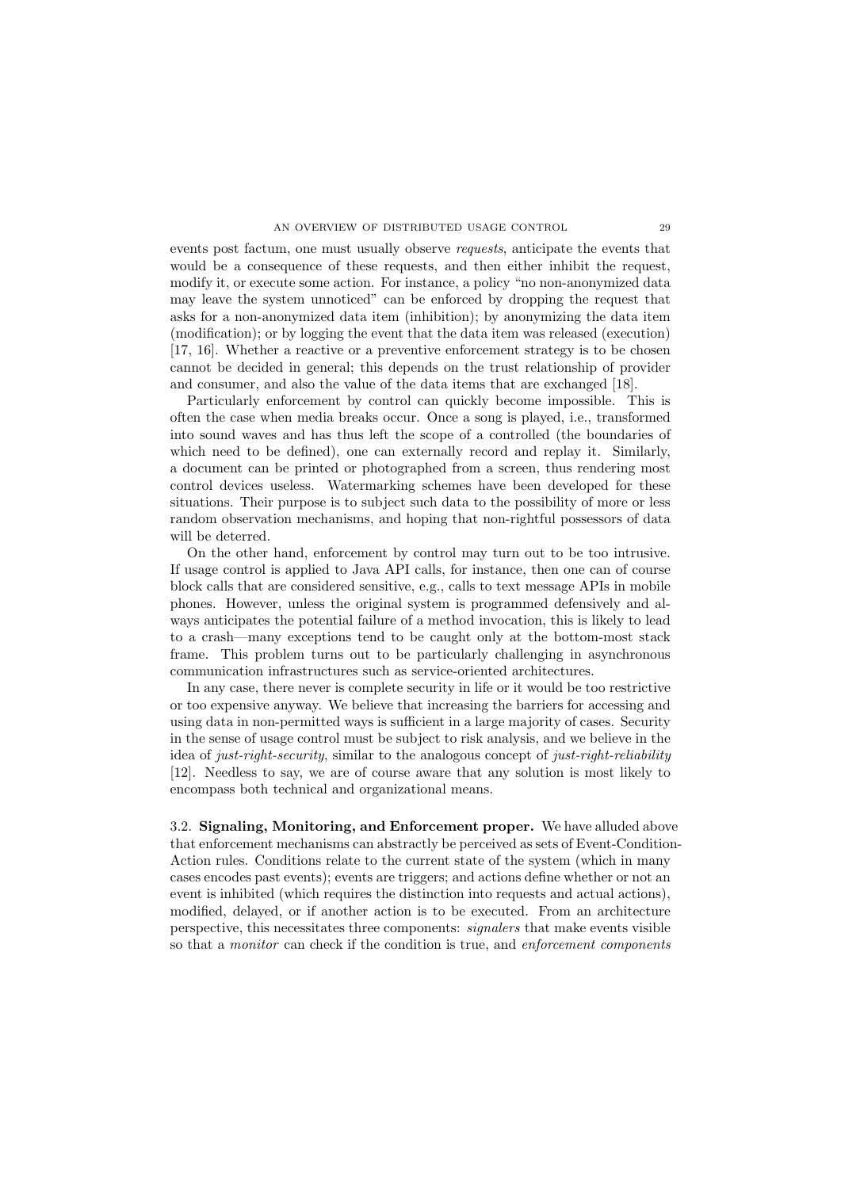events post factum, one must usually observe *requests*, anticipate the events that would be a consequence of these requests, and then either inhibit the request, modify it, or execute some action. For instance, a policy "no non-anonymized data may leave the system unnoticed" can be enforced by dropping the request that asks for a non-anonymized data item (inhibition); by anonymizing the data item (modification); or by logging the event that the data item was released (execution) [17, 16]. Whether a reactive or a preventive enforcement strategy is to be chosen cannot be decided in general; this depends on the trust relationship of provider and consumer, and also the value of the data items that are exchanged [18].

Particularly enforcement by control can quickly become impossible. This is often the case when media breaks occur. Once a song is played, i.e., transformed into sound waves and has thus left the scope of a controlled (the boundaries of which need to be defined), one can externally record and replay it. Similarly, a document can be printed or photographed from a screen, thus rendering most control devices useless. Watermarking schemes have been developed for these situations. Their purpose is to subject such data to the possibility of more or less random observation mechanisms, and hoping that non-rightful possessors of data will be deterred.

On the other hand, enforcement by control may turn out to be too intrusive. If usage control is applied to Java API calls, for instance, then one can of course block calls that are considered sensitive, e.g., calls to text message APIs in mobile phones. However, unless the original system is programmed defensively and always anticipates the potential failure of a method invocation, this is likely to lead to a crash—many exceptions tend to be caught only at the bottom-most stack frame. This problem turns out to be particularly challenging in asynchronous communication infrastructures such as service-oriented architectures.

In any case, there never is complete security in life or it would be too restrictive or too expensive anyway. We believe that increasing the barriers for accessing and using data in non-permitted ways is sufficient in a large majority of cases. Security in the sense of usage control must be subject to risk analysis, and we believe in the idea of *just-right-security*, similar to the analogous concept of *just-right-reliability* [12]. Needless to say, we are of course aware that any solution is most likely to encompass both technical and organizational means.

3.2. **Signaling, Monitoring, and Enforcement proper.** We have alluded above that enforcement mechanisms can abstractly be perceived as sets of Event-Condition-Action rules. Conditions relate to the current state of the system (which in many cases encodes past events); events are triggers; and actions define whether or not an event is inhibited (which requires the distinction into requests and actual actions), modified, delayed, or if another action is to be executed. From an architecture perspective, this necessitates three components: *signalers* that make events visible so that a *monitor* can check if the condition is true, and *enforcement components*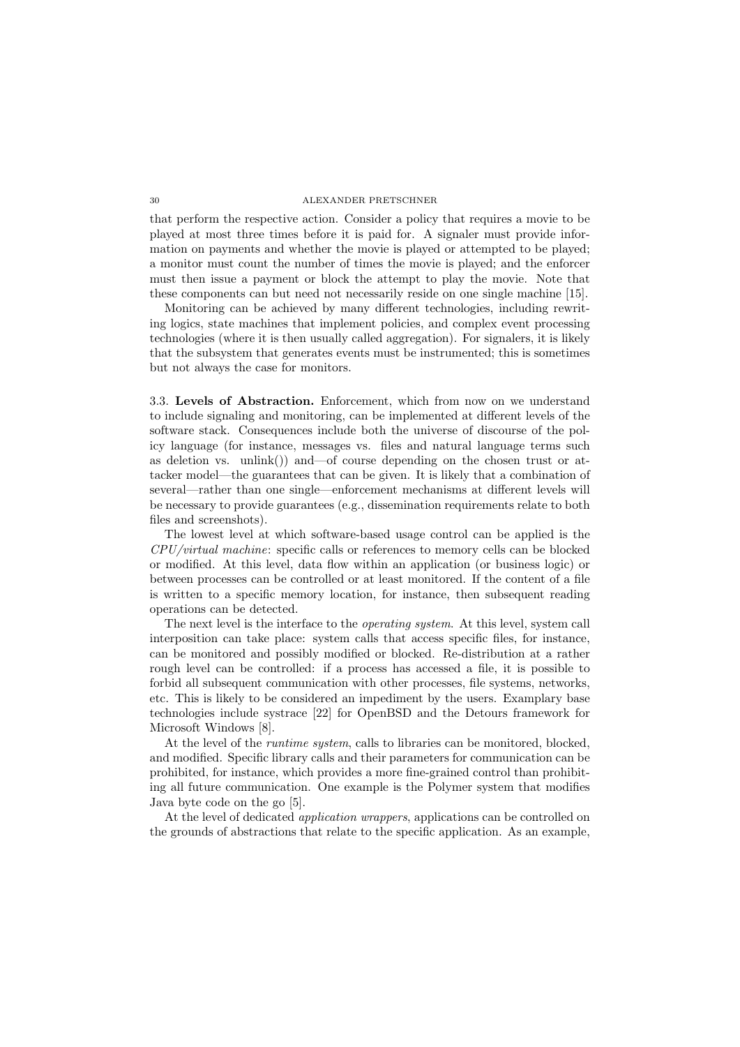that perform the respective action. Consider a policy that requires a movie to be played at most three times before it is paid for. A signaler must provide information on payments and whether the movie is played or attempted to be played; a monitor must count the number of times the movie is played; and the enforcer must then issue a payment or block the attempt to play the movie. Note that these components can but need not necessarily reside on one single machine [15].

Monitoring can be achieved by many different technologies, including rewriting logics, state machines that implement policies, and complex event processing technologies (where it is then usually called aggregation). For signalers, it is likely that the subsystem that generates events must be instrumented; this is sometimes but not always the case for monitors.

3.3. **Levels of Abstraction.** Enforcement, which from now on we understand to include signaling and monitoring, can be implemented at different levels of the software stack. Consequences include both the universe of discourse of the policy language (for instance, messages vs. files and natural language terms such as deletion vs. unlink()) and—of course depending on the chosen trust or attacker model—the guarantees that can be given. It is likely that a combination of several—rather than one single—enforcement mechanisms at different levels will be necessary to provide guarantees (e.g., dissemination requirements relate to both files and screenshots).

The lowest level at which software-based usage control can be applied is the *CPU/virtual machine*: specific calls or references to memory cells can be blocked or modified. At this level, data flow within an application (or business logic) or between processes can be controlled or at least monitored. If the content of a file is written to a specific memory location, for instance, then subsequent reading operations can be detected.

The next level is the interface to the *operating system*. At this level, system call interposition can take place: system calls that access specific files, for instance, can be monitored and possibly modified or blocked. Re-distribution at a rather rough level can be controlled: if a process has accessed a file, it is possible to forbid all subsequent communication with other processes, file systems, networks, etc. This is likely to be considered an impediment by the users. Examplary base technologies include systrace [22] for OpenBSD and the Detours framework for Microsoft Windows [8].

At the level of the *runtime system*, calls to libraries can be monitored, blocked, and modified. Specific library calls and their parameters for communication can be prohibited, for instance, which provides a more fine-grained control than prohibiting all future communication. One example is the Polymer system that modifies Java byte code on the go [5].

At the level of dedicated *application wrappers*, applications can be controlled on the grounds of abstractions that relate to the specific application. As an example,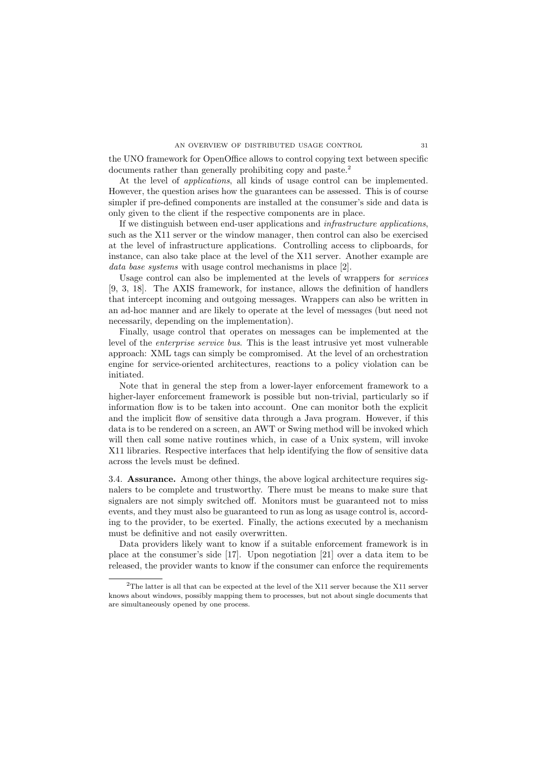the UNO framework for OpenOffice allows to control copying text between specific documents rather than generally prohibiting copy and paste.[2]

At the level of *applications*, all kinds of usage control can be implemented. However, the question arises how the guarantees can be assessed. This is of course simpler if pre-defined components are installed at the consumer's side and data is only given to the client if the respective components are in place.

If we distinguish between end-user applications and *infrastructure applications*, such as the X11 server or the window manager, then control can also be exercised at the level of infrastructure applications. Controlling access to clipboards, for instance, can also take place at the level of the X11 server. Another example are *data base systems* with usage control mechanisms in place [2].

Usage control can also be implemented at the levels of wrappers for *services* [9, 3, 18]. The AXIS framework, for instance, allows the definition of handlers that intercept incoming and outgoing messages. Wrappers can also be written in an ad-hoc manner and are likely to operate at the level of messages (but need not necessarily, depending on the implementation).

Finally, usage control that operates on messages can be implemented at the level of the *enterprise service bus*. This is the least intrusive yet most vulnerable approach: XML tags can simply be compromised. At the level of an orchestration engine for service-oriented architectures, reactions to a policy violation can be initiated.

Note that in general the step from a lower-layer enforcement framework to a higher-layer enforcement framework is possible but non-trivial, particularly so if information flow is to be taken into account. One can monitor both the explicit and the implicit flow of sensitive data through a Java program. However, if this data is to be rendered on a screen, an AWT or Swing method will be invoked which will then call some native routines which, in case of a Unix system, will invoke X11 libraries. Respective interfaces that help identifying the flow of sensitive data across the levels must be defined.

3.4. **Assurance.** Among other things, the above logical architecture requires signalers to be complete and trustworthy. There must be means to make sure that signalers are not simply switched off. Monitors must be guaranteed not to miss events, and they must also be guaranteed to run as long as usage control is, according to the provider, to be exerted. Finally, the actions executed by a mechanism must be definitive and not easily overwritten.

Data providers likely want to know if a suitable enforcement framework is in place at the consumer's side [17]. Upon negotiation [21] over a data item to be released, the provider wants to know if the consumer can enforce the requirements

[2]The latter is all that can be expected at the level of the X11 server because the X11 server knows about windows, possibly mapping them to processes, but not about single documents that are simultaneously opened by one process.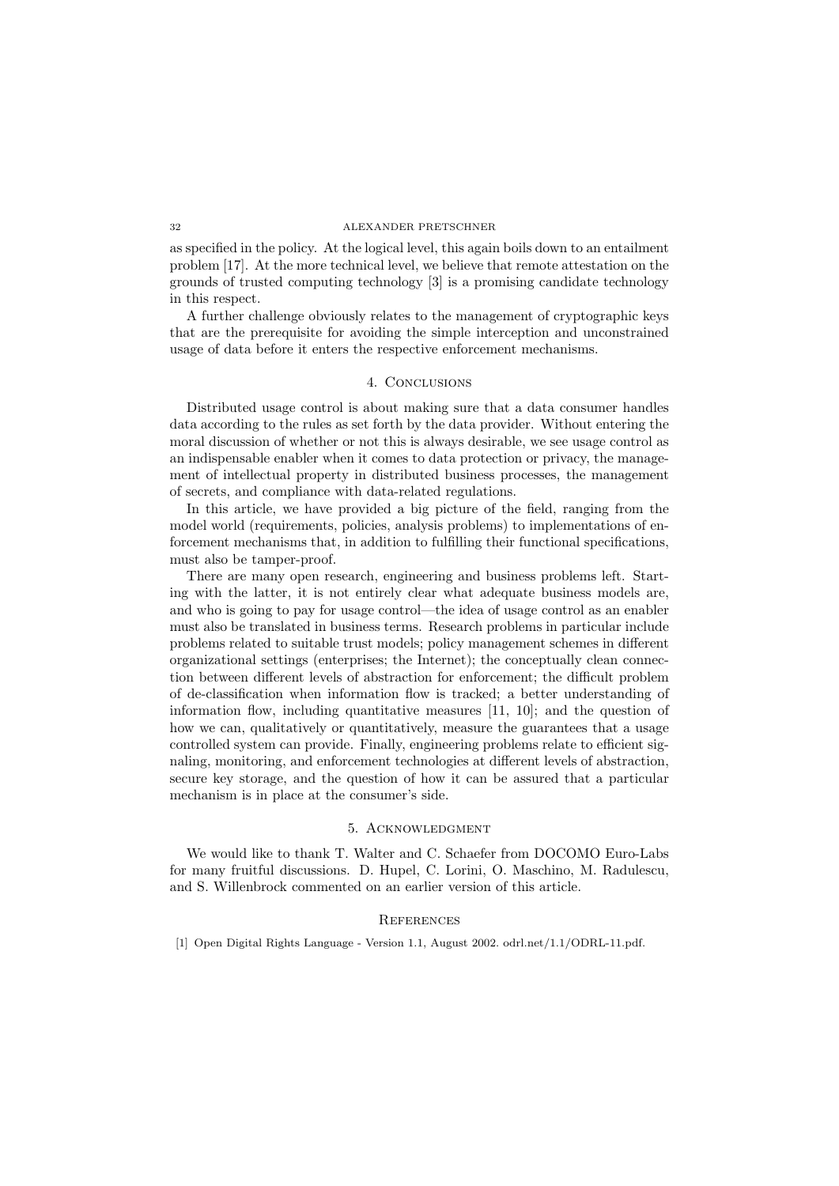as specified in the policy. At the logical level, this again boils down to an entailment problem [17]. At the more technical level, we believe that remote attestation on the grounds of trusted computing technology [3] is a promising candidate technology in this respect.

A further challenge obviously relates to the management of cryptographic keys that are the prerequisite for avoiding the simple interception and unconstrained usage of data before it enters the respective enforcement mechanisms.

## 4. Conclusions

Distributed usage control is about making sure that a data consumer handles data according to the rules as set forth by the data provider. Without entering the moral discussion of whether or not this is always desirable, we see usage control as an indispensable enabler when it comes to data protection or privacy, the management of intellectual property in distributed business processes, the management of secrets, and compliance with data-related regulations.

In this article, we have provided a big picture of the field, ranging from the model world (requirements, policies, analysis problems) to implementations of enforcement mechanisms that, in addition to fulfilling their functional specifications, must also be tamper-proof.

There are many open research, engineering and business problems left. Starting with the latter, it is not entirely clear what adequate business models are, and who is going to pay for usage control—the idea of usage control as an enabler must also be translated in business terms. Research problems in particular include problems related to suitable trust models; policy management schemes in different organizational settings (enterprises; the Internet); the conceptually clean connection between different levels of abstraction for enforcement; the difficult problem of de-classification when information flow is tracked; a better understanding of information flow, including quantitative measures [11, 10]; and the question of how we can, qualitatively or quantitatively, measure the guarantees that a usage controlled system can provide. Finally, engineering problems relate to efficient signaling, monitoring, and enforcement technologies at different levels of abstraction, secure key storage, and the question of how it can be assured that a particular mechanism is in place at the consumer's side.

## 5. Acknowledgment

We would like to thank T. Walter and C. Schaefer from DOCOMO Euro-Labs for many fruitful discussions. D. Hupel, C. Lorini, O. Maschino, M. Radulescu, and S. Willenbrock commented on an earlier version of this article.

## References

[1] Open Digital Rights Language - Version 1.1, August 2002. odrl.net/1.1/ODRL-11.pdf.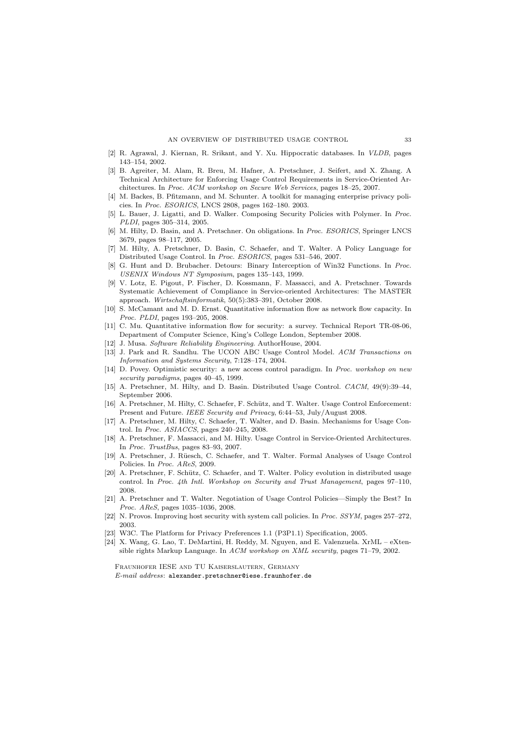[2] R. Agrawal, J. Kiernan, R. Srikant, and Y. Xu. Hippocratic databases. In *VLDB*, pages 143–154, 2002.

[3] B. Agreiter, M. Alam, R. Breu, M. Hafner, A. Pretschner, J. Seifert, and X. Zhang. A Technical Architecture for Enforcing Usage Control Requirements in Service-Oriented Architectures. In *Proc. ACM workshop on Secure Web Services*, pages 18–25, 2007.

[4] M. Backes, B. Pfitzmann, and M. Schunter. A toolkit for managing enterprise privacy policies. In *Proc. ESORICS*, LNCS 2808, pages 162–180. 2003.

[5] L. Bauer, J. Ligatti, and D. Walker. Composing Security Policies with Polymer. In *Proc. PLDI*, pages 305–314, 2005.

[6] M. Hilty, D. Basin, and A. Pretschner. On obligations. In *Proc. ESORICS*, Springer LNCS 3679, pages 98–117, 2005.

[7] M. Hilty, A. Pretschner, D. Basin, C. Schaefer, and T. Walter. A Policy Language for Distributed Usage Control. In *Proc. ESORICS*, pages 531–546, 2007.

[8] G. Hunt and D. Brubacher. Detours: Binary Interception of Win32 Functions. In *Proc. USENIX Windows NT Symposium*, pages 135–143, 1999.

[9] V. Lotz, E. Pigout, P. Fischer, D. Kossmann, F. Massacci, and A. Pretschner. Towards Systematic Achievement of Compliance in Service-oriented Architectures: The MASTER approach. *Wirtschaftsinformatik*, 50(5):383–391, October 2008.

[10] S. McCamant and M. D. Ernst. Quantitative information flow as network flow capacity. In *Proc. PLDI*, pages 193–205, 2008.

[11] C. Mu. Quantitative information flow for security: a survey. Technical Report TR-08-06, Department of Computer Science, King's College London, September 2008.

[12] J. Musa. *Software Reliability Engineering*. AuthorHouse, 2004.

[13] J. Park and R. Sandhu. The UCON ABC Usage Control Model. *ACM Transactions on Information and Systems Security*, 7:128–174, 2004.

[14] D. Povey. Optimistic security: a new access control paradigm. In *Proc. workshop on new security paradigms*, pages 40–45, 1999.

[15] A. Pretschner, M. Hilty, and D. Basin. Distributed Usage Control. *CACM*, 49(9):39–44, September 2006.

[16] A. Pretschner, M. Hilty, C. Schaefer, F. Schütz, and T. Walter. Usage Control Enforcement: Present and Future. *IEEE Security and Privacy*, 6:44–53, July/August 2008.

[17] A. Pretschner, M. Hilty, C. Schaefer, T. Walter, and D. Basin. Mechanisms for Usage Control. In *Proc. ASIACCS*, pages 240–245, 2008.

[18] A. Pretschner, F. Massacci, and M. Hilty. Usage Control in Service-Oriented Architectures. In *Proc. TrustBus*, pages 83–93, 2007.

[19] A. Pretschner, J. Rüesch, C. Schaefer, and T. Walter. Formal Analyses of Usage Control Policies. In *Proc. AReS*, 2009.

[20] A. Pretschner, F. Schütz, C. Schaefer, and T. Walter. Policy evolution in distributed usage control. In *Proc. 4th Intl. Workshop on Security and Trust Management*, pages 97–110, 2008.

[21] A. Pretschner and T. Walter. Negotiation of Usage Control Policies—Simply the Best? In *Proc. AReS*, pages 1035–1036, 2008.

[22] N. Provos. Improving host security with system call policies. In *Proc. SSYM*, pages 257–272, 2003.

[23] W3C. The Platform for Privacy Preferences 1.1 (P3P1.1) Specification, 2005.

[24] X. Wang, G. Lao, T. DeMartini, H. Reddy, M. Nguyen, and E. Valenzuela. XrML – eXtensible rights Markup Language. In *ACM workshop on XML security*, pages 71–79, 2002.

Fraunhofer IESE and TU Kaiserslautern, Germany
*E-mail address*: alexander.pretschner@iese.fraunhofer.de